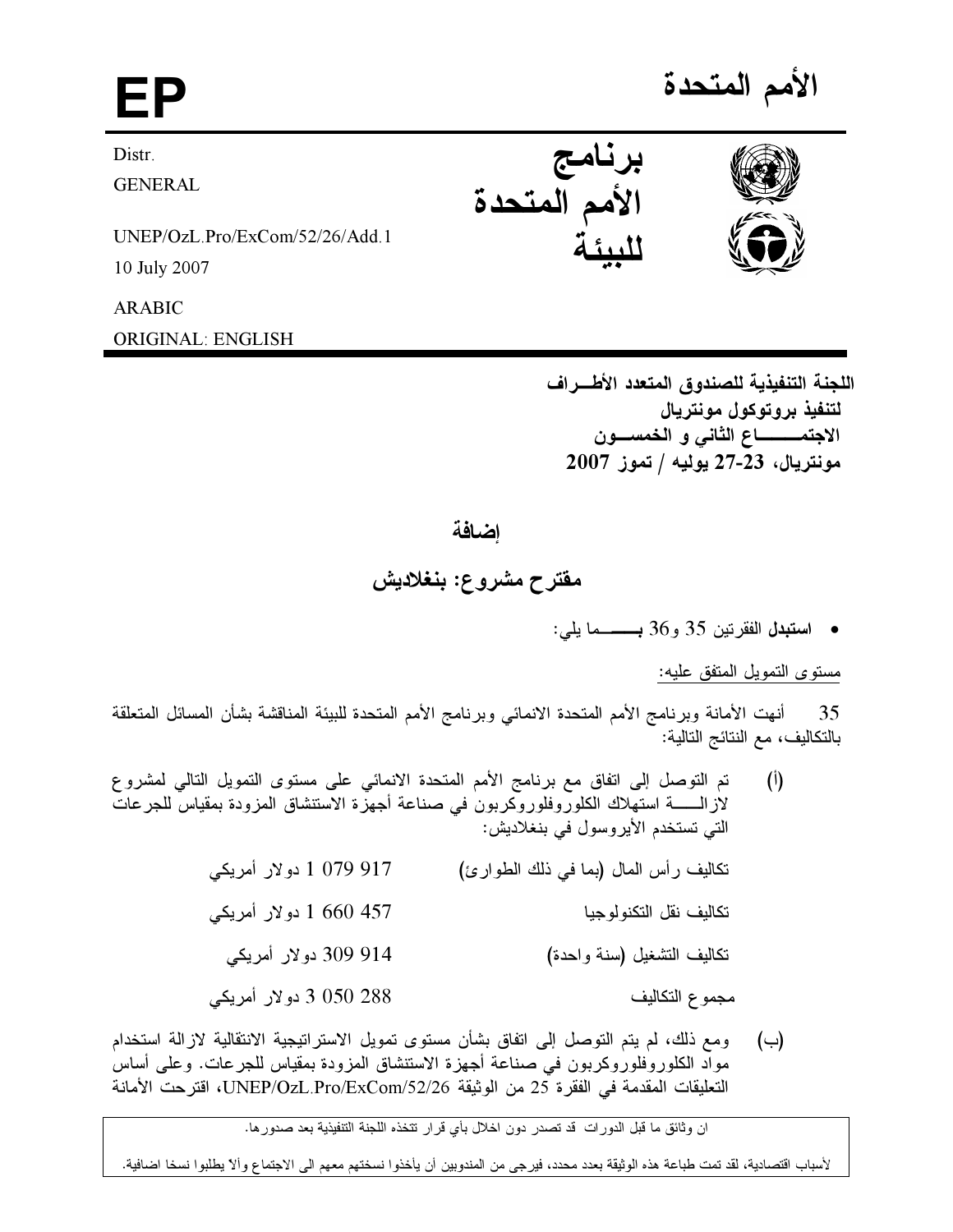# الأمم المتحدة

# EP

Distr.
GENERAL

UNEP/OzL.Pro/ExCom/52/26/Add.1
10 July 2007

ARABIC
ORIGINAL: ENGLISH

**برنامج الأمم المتحدة للبيئة**

**اللجنة التنفيذية للصندوق المتعدد الأطـراف لتنفيذ بروتوكول مونتريال**
**الاجتمـــاع الثاني و الخمســون**
**مونتريال، 23-27 يوليه / تموز 2007**

## إضافة

## مقترح مشروع: بنغلاديش

- **استبدل** الفقرتين 35 و36 **بـــما** يلي:

مستوى التمويل المتفق عليه:

35 أنهت الأمانة وبرنامج الأمم المتحدة الانمائي وبرنامج الأمم المتحدة للبيئة المناقشة بشأن المسائل المتعلقة بالتكاليف، مع النتائج التالية:

(أ) تم التوصل إلى اتفاق مع برنامج الأمم المتحدة الانمائي على مستوى التمويل التالي لمشروع لازالـــة استهلاك الكلوروفلوروكربون في صناعة أجهزة الاستنشاق المزودة بمقياس للجرعات التي تستخدم الأيروسول في بنغلاديش:

| | |
|---|---|
| تكاليف رأس المال (بما في ذلك الطوارئ) | 917 079 1 دولار أمريكي |
| تكاليف نقل التكنولوجيا | 457 660 1 دولار أمريكي |
| تكاليف التشغيل (سنة واحدة) | 914 309 دولار أمريكي |
| مجموع التكاليف | 288 050 3 دولار أمريكي |

(ب) ومع ذلك، لم يتم التوصل إلى اتفاق بشأن مستوى تمويل الاستراتيجية الانتقالية لازالة استخدام مواد الكلوروفلوروكربون في صناعة أجهزة الاستنشاق المزودة بمقياس للجرعات. وعلى أساس التعليقات المقدمة في الفقرة 25 من الوثيقة UNEP/OzL.Pro/ExCom/52/26، اقترحت الأمانة

---

ان وثائق ما قبل الدورات قد تصدر دون اخلال بأي قرار تتخذه اللجنة التنفيذية بعد صدورها.

لأسباب اقتصادية، لقد تمت طباعة هذه الوثيقة بعدد محدد، فيرجى من المندوبين أن يأخذوا نسختهم معهم الى الاجتماع وألا يطلبوا نسخا اضافية.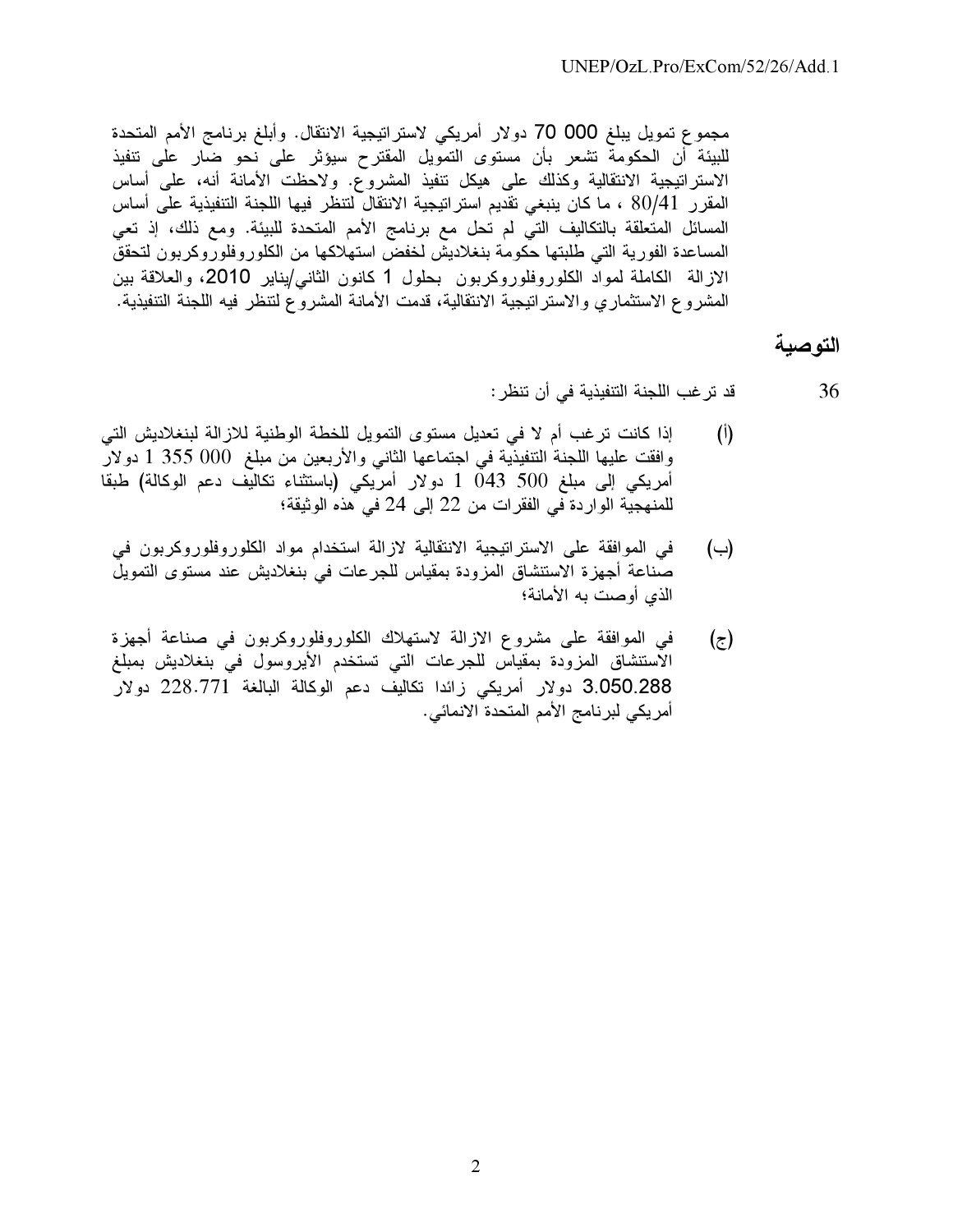مجموع تمويل يبلغ 000 70 دولار أمريكي لاستراتيجية الانتقال. وأبلغ برنامج الأمم المتحدة للبيئة أن الحكومة تشعر بأن مستوى التمويل المقترح سيؤثر على نحو ضار على تنفيذ الاستراتيجية الانتقالية وكذلك على هيكل تنفيذ المشروع. ولاحظت الأمانة أنه، على أساس المقرر 80/41 ، ما كان ينبغي تقديم استراتيجية الانتقال لتنظر فيها اللجنة التنفيذية على أساس المسائل المتعلقة بالتكاليف التي لم تحل مع برنامج الأمم المتحدة للبيئة. ومع ذلك، إذ تعي المساعدة الفورية التي طلبتها حكومة بنغلاديش لخفض استهلاكها من الكلوروفلوروكربون لتحقق الازالة الكاملة لمواد الكلوروفلوروكربون بحلول 1 كانون الثاني/يناير 2010، والعلاقة بين المشروع الاستثماري والاستراتيجية الانتقالية، قدمت الأمانة المشروع لتنظر فيه اللجنة التنفيذية.

## التوصية

36 قد ترغب اللجنة التنفيذية في أن تنظر:

(أ) إذا كانت ترغب أم لا في تعديل مستوى التمويل للخطة الوطنية للازالة لبنغلاديش التي وافقت عليها اللجنة التنفيذية في اجتماعها الثاني والأربعين من مبلغ 000 355 1 دولار أمريكي إلى مبلغ 500 043 1 دولار أمريكي (باستثناء تكاليف دعم الوكالة) طبقا للمنهجية الواردة في الفقرات من 22 إلى 24 في هذه الوثيقة؛

(ب) في الموافقة على الاستراتيجية الانتقالية لازالة استخدام مواد الكلوروفلوروكربون في صناعة أجهزة الاستنشاق المزودة بمقياس للجرعات في بنغلاديش عند مستوى التمويل الذي أوصت به الأمانة؛

(ج) في الموافقة على مشروع الازالة لاستهلاك الكلوروفلوروكربون في صناعة أجهزة الاستنشاق المزودة بمقياس للجرعات التي تستخدم الأيروسول في بنغلاديش بمبلغ 3.050.288 دولار أمريكي زائدا تكاليف دعم الوكالة البالغة 228.771 دولار أمريكي لبرنامج الأمم المتحدة الانمائي.